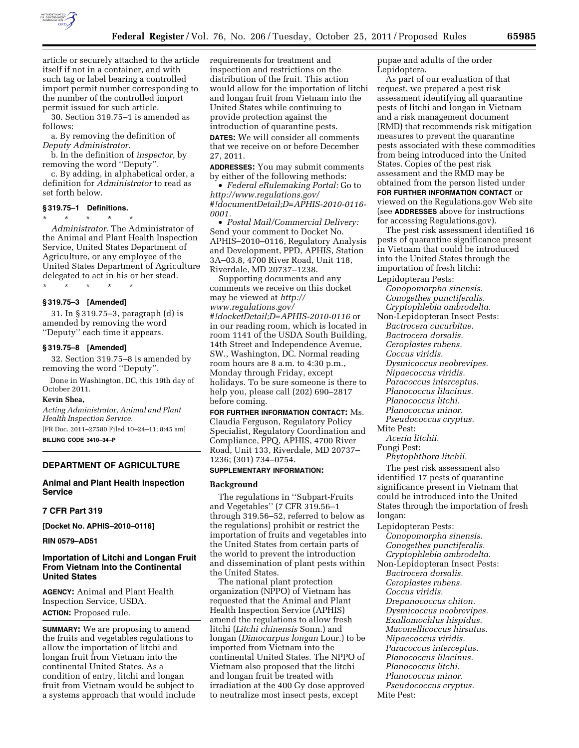article or securely attached to the article itself if not in a container, and with such tag or label bearing a controlled import permit number corresponding to the number of the controlled import permit issued for such article.

30. Section 319.75–1 is amended as follows:

a. By removing the definition of *Deputy Administrator.*

b. In the definition of *inspector,* by removing the word ''Deputy''.

c. By adding, in alphabetical order, a definition for *Administrator* to read as set forth below.

### § 319.75–1 Definitions.

\* \* \* \* \*

*Administrator.* The Administrator of the Animal and Plant Health Inspection Service, United States Department of Agriculture, or any employee of the United States Department of Agriculture delegated to act in his or her stead.

\* \* \* \* \*

### § 319.75–3 [Amended]

31. In § 319.75–3, paragraph (d) is amended by removing the word ''Deputy'' each time it appears.

### § 319.75–8 [Amended]

32. Section 319.75–8 is amended by removing the word ''Deputy''.

Done in Washington, DC, this 19th day of October 2011.

**Kevin Shea,**

*Acting Administrator, Animal and Plant Health Inspection Service.*

[FR Doc. 2011–27580 Filed 10–24–11; 8:45 am]

**BILLING CODE 3410–34–P**

## DEPARTMENT OF AGRICULTURE

### Animal and Plant Health Inspection Service

### 7 CFR Part 319

**[Docket No. APHIS–2010–0116]**

**RIN 0579–AD51**

## Importation of Litchi and Longan Fruit From Vietnam Into the Continental United States

**AGENCY:** Animal and Plant Health Inspection Service, USDA.

**ACTION:** Proposed rule.

**SUMMARY:** We are proposing to amend the fruits and vegetables regulations to allow the importation of litchi and longan fruit from Vietnam into the continental United States. As a condition of entry, litchi and longan fruit from Vietnam would be subject to a systems approach that would include requirements for treatment and inspection and restrictions on the distribution of the fruit. This action would allow for the importation of litchi and longan fruit from Vietnam into the United States while continuing to provide protection against the introduction of quarantine pests.

**DATES:** We will consider all comments that we receive on or before December 27, 2011.

**ADDRESSES:** You may submit comments by either of the following methods:

- *Federal eRulemaking Portal:* Go to *http://www.regulations.gov/#!documentDetail;D=APHIS-2010-0116-0001.*
- *Postal Mail/Commercial Delivery:* Send your comment to Docket No. APHIS–2010–0116, Regulatory Analysis and Development, PPD, APHIS, Station 3A–03.8, 4700 River Road, Unit 118, Riverdale, MD 20737–1238.

Supporting documents and any comments we receive on this docket may be viewed at *http://www.regulations.gov/#!docketDetail;D=APHIS-2010-0116* or in our reading room, which is located in room 1141 of the USDA South Building, 14th Street and Independence Avenue, SW., Washington, DC. Normal reading room hours are 8 a.m. to 4:30 p.m., Monday through Friday, except holidays. To be sure someone is there to help you, please call (202) 690–2817 before coming.

**FOR FURTHER INFORMATION CONTACT:** Ms. Claudia Ferguson, Regulatory Policy Specialist, Regulatory Coordination and Compliance, PPQ, APHIS, 4700 River Road, Unit 133, Riverdale, MD 20737–1236; (301) 734–0754.

**SUPPLEMENTARY INFORMATION:**

### Background

The regulations in ''Subpart-Fruits and Vegetables'' (7 CFR 319.56–1 through 319.56–52, referred to below as the regulations) prohibit or restrict the importation of fruits and vegetables into the United States from certain parts of the world to prevent the introduction and dissemination of plant pests within the United States.

The national plant protection organization (NPPO) of Vietnam has requested that the Animal and Plant Health Inspection Service (APHIS) amend the regulations to allow fresh litchi (*Litchi chinensis* Sonn.) and longan (*Dimocarpus longan* Lour.) to be imported from Vietnam into the continental United States. The NPPO of Vietnam also proposed that the litchi and longan fruit be treated with irradiation at the 400 Gy dose approved to neutralize most insect pests, except pupae and adults of the order Lepidoptera.

As part of our evaluation of that request, we prepared a pest risk assessment identifying all quarantine pests of litchi and longan in Vietnam and a risk management document (RMD) that recommends risk mitigation measures to prevent the quarantine pests associated with these commodities from being introduced into the United States. Copies of the pest risk assessment and the RMD may be obtained from the person listed under **FOR FURTHER INFORMATION CONTACT** or viewed on the Regulations.gov Web site (see **ADDRESSES** above for instructions for accessing Regulations.gov).

The pest risk assessment identified 16 pests of quarantine significance present in Vietnam that could be introduced into the United States through the importation of fresh litchi:

Lepidopteran Pests:
*Conopomorpha sinensis.*
*Conogethes punctiferalis.*
*Cryptophlebia ombrodelta.*

Non-Lepidopteran Insect Pests:
*Bactrocera cucurbitae.*
*Bactrocera dorsalis.*
*Ceroplastes rubens.*
*Coccus viridis.*
*Dysmicoccus neobrevipes.*
*Nipaecoccus viridis.*
*Paracoccus interceptus.*
*Planococcus lilacinus.*
*Planococcus litchi.*
*Planococcus minor.*
*Pseudococcus cryptus.*

Mite Pest:
*Aceria litchii.*

Fungi Pest:
*Phytophthora litchii.*

The pest risk assessment also identified 17 pests of quarantine significance present in Vietnam that could be introduced into the United States through the importation of fresh longan:

Lepidopteran Pests:
*Conopomorpha sinensis.*
*Conogethes punctiferalis.*
*Cryptophlebia ombrodelta.*

Non-Lepidopteran Insect Pests:
*Bactrocera dorsalis.*
*Ceroplastes rubens.*
*Coccus viridis.*
*Drepanococcus chiton.*
*Dysmicoccus neobrevipes.*
*Exallomochlus hispidus.*
*Maconellicoccus hirsutus.*
*Nipaecoccus viridis.*
*Paracoccus interceptus.*
*Planococcus lilacinus.*
*Planococcus litchi.*
*Planococcus minor.*
*Pseudococcus cryptus.*

Mite Pest: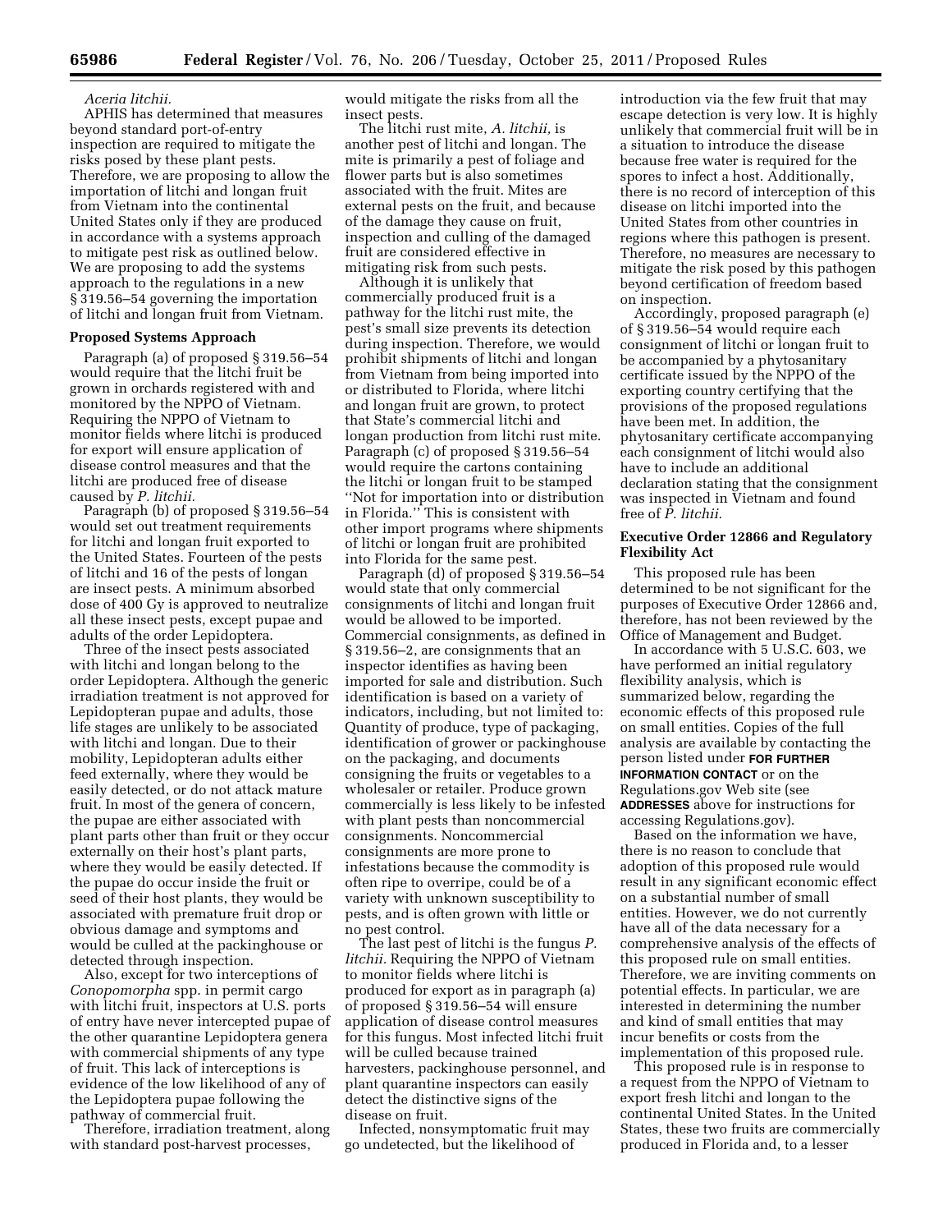*Aceria litchii.*

APHIS has determined that measures beyond standard port-of-entry inspection are required to mitigate the risks posed by these plant pests. Therefore, we are proposing to allow the importation of litchi and longan fruit from Vietnam into the continental United States only if they are produced in accordance with a systems approach to mitigate pest risk as outlined below. We are proposing to add the systems approach to the regulations in a new § 319.56–54 governing the importation of litchi and longan fruit from Vietnam.

## Proposed Systems Approach

Paragraph (a) of proposed § 319.56–54 would require that the litchi fruit be grown in orchards registered with and monitored by the NPPO of Vietnam. Requiring the NPPO of Vietnam to monitor fields where litchi is produced for export will ensure application of disease control measures and that the litchi are produced free of disease caused by *P. litchii*.

Paragraph (b) of proposed § 319.56–54 would set out treatment requirements for litchi and longan fruit exported to the United States. Fourteen of the pests of litchi and 16 of the pests of longan are insect pests. A minimum absorbed dose of 400 Gy is approved to neutralize all these insect pests, except pupae and adults of the order Lepidoptera.

Three of the insect pests associated with litchi and longan belong to the order Lepidoptera. Although the generic irradiation treatment is not approved for Lepidopteran pupae and adults, those life stages are unlikely to be associated with litchi and longan. Due to their mobility, Lepidopteran adults either feed externally, where they would be easily detected, or do not attack mature fruit. In most of the genera of concern, the pupae are either associated with plant parts other than fruit or they occur externally on their host's plant parts, where they would be easily detected. If the pupae do occur inside the fruit or seed of their host plants, they would be associated with premature fruit drop or obvious damage and symptoms and would be culled at the packinghouse or detected through inspection.

Also, except for two interceptions of *Conopomorpha* spp. in permit cargo with litchi fruit, inspectors at U.S. ports of entry have never intercepted pupae of the other quarantine Lepidoptera genera with commercial shipments of any type of fruit. This lack of interceptions is evidence of the low likelihood of any of the Lepidoptera pupae following the pathway of commercial fruit.

Therefore, irradiation treatment, along with standard post-harvest processes, would mitigate the risks from all the insect pests.

The litchi rust mite, *A. litchii,* is another pest of litchi and longan. The mite is primarily a pest of foliage and flower parts but is also sometimes associated with the fruit. Mites are external pests on the fruit, and because of the damage they cause on fruit, inspection and culling of the damaged fruit are considered effective in mitigating risk from such pests.

Although it is unlikely that commercially produced fruit is a pathway for the litchi rust mite, the pest's small size prevents its detection during inspection. Therefore, we would prohibit shipments of litchi and longan from Vietnam from being imported into or distributed to Florida, where litchi and longan fruit are grown, to protect that State's commercial litchi and longan production from litchi rust mite. Paragraph (c) of proposed § 319.56–54 would require the cartons containing the litchi or longan fruit to be stamped "Not for importation into or distribution in Florida." This is consistent with other import programs where shipments of litchi or longan fruit are prohibited into Florida for the same pest.

Paragraph (d) of proposed § 319.56–54 would state that only commercial consignments of litchi and longan fruit would be allowed to be imported. Commercial consignments, as defined in § 319.56–2, are consignments that an inspector identifies as having been imported for sale and distribution. Such identification is based on a variety of indicators, including, but not limited to: Quantity of produce, type of packaging, identification of grower or packinghouse on the packaging, and documents consigning the fruits or vegetables to a wholesaler or retailer. Produce grown commercially is less likely to be infested with plant pests than noncommercial consignments. Noncommercial consignments are more prone to infestations because the commodity is often ripe to overripe, could be of a variety with unknown susceptibility to pests, and is often grown with little or no pest control.

The last pest of litchi is the fungus *P. litchii.* Requiring the NPPO of Vietnam to monitor fields where litchi is produced for export as in paragraph (a) of proposed § 319.56–54 will ensure application of disease control measures for this fungus. Most infected litchi fruit will be culled because trained harvesters, packinghouse personnel, and plant quarantine inspectors can easily detect the distinctive signs of the disease on fruit.

Infected, nonsymptomatic fruit may go undetected, but the likelihood of introduction via the few fruit that may escape detection is very low. It is highly unlikely that commercial fruit will be in a situation to introduce the disease because free water is required for the spores to infect a host. Additionally, there is no record of interception of this disease on litchi imported into the United States from other countries in regions where this pathogen is present. Therefore, no measures are necessary to mitigate the risk posed by this pathogen beyond certification of freedom based on inspection.

Accordingly, proposed paragraph (e) of § 319.56–54 would require each consignment of litchi or longan fruit to be accompanied by a phytosanitary certificate issued by the NPPO of the exporting country certifying that the provisions of the proposed regulations have been met. In addition, the phytosanitary certificate accompanying each consignment of litchi would also have to include an additional declaration stating that the consignment was inspected in Vietnam and found free of *P. litchii.*

## Executive Order 12866 and Regulatory Flexibility Act

This proposed rule has been determined to be not significant for the purposes of Executive Order 12866 and, therefore, has not been reviewed by the Office of Management and Budget.

In accordance with 5 U.S.C. 603, we have performed an initial regulatory flexibility analysis, which is summarized below, regarding the economic effects of this proposed rule on small entities. Copies of the full analysis are available by contacting the person listed under **FOR FURTHER INFORMATION CONTACT** or on the Regulations.gov Web site (see **ADDRESSES** above for instructions for accessing Regulations.gov).

Based on the information we have, there is no reason to conclude that adoption of this proposed rule would result in any significant economic effect on a substantial number of small entities. However, we do not currently have all of the data necessary for a comprehensive analysis of the effects of this proposed rule on small entities. Therefore, we are inviting comments on potential effects. In particular, we are interested in determining the number and kind of small entities that may incur benefits or costs from the implementation of this proposed rule.

This proposed rule is in response to a request from the NPPO of Vietnam to export fresh litchi and longan to the continental United States. In the United States, these two fruits are commercially produced in Florida and, to a lesser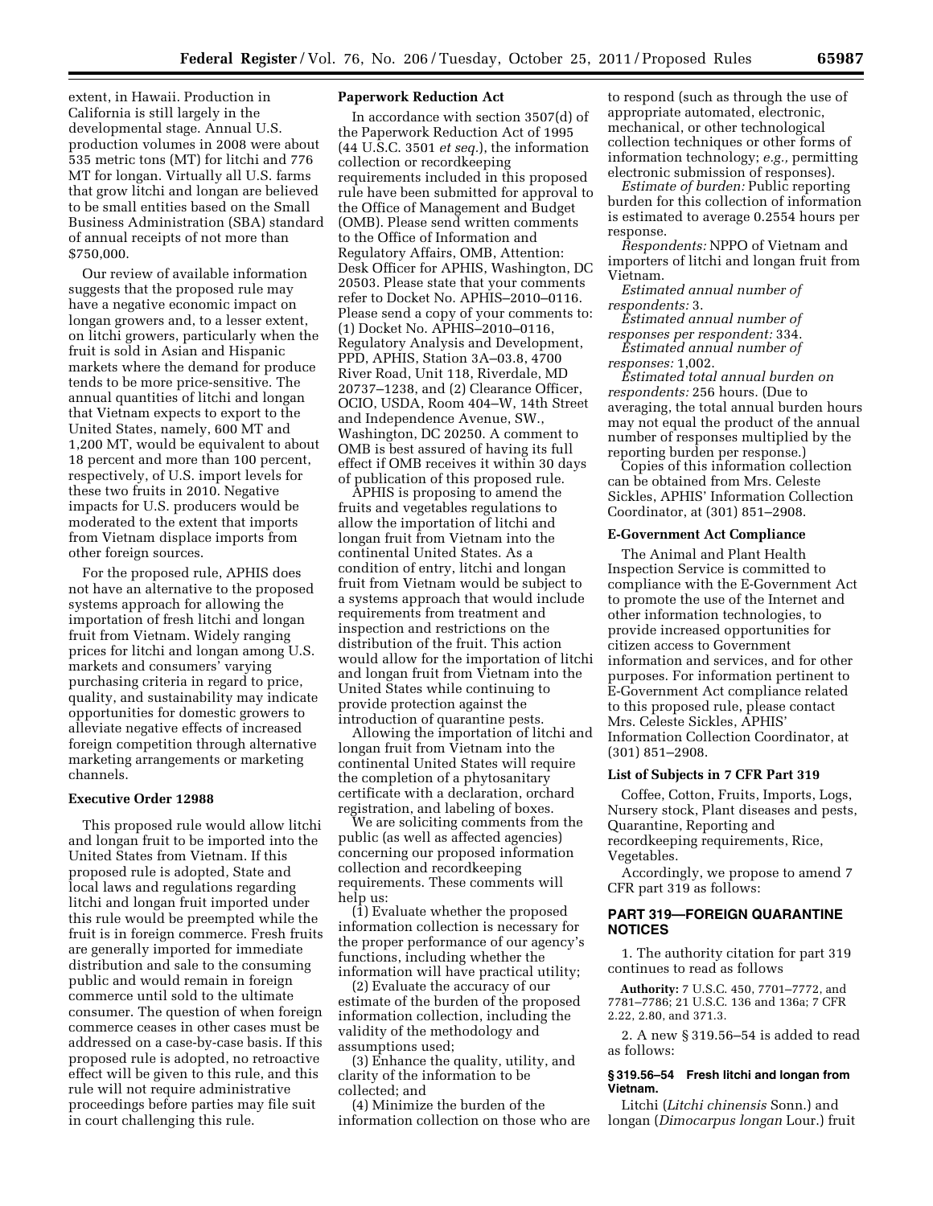extent, in Hawaii. Production in California is still largely in the developmental stage. Annual U.S. production volumes in 2008 were about 535 metric tons (MT) for litchi and 776 MT for longan. Virtually all U.S. farms that grow litchi and longan are believed to be small entities based on the Small Business Administration (SBA) standard of annual receipts of not more than $750,000.

Our review of available information suggests that the proposed rule may have a negative economic impact on longan growers and, to a lesser extent, on litchi growers, particularly when the fruit is sold in Asian and Hispanic markets where the demand for produce tends to be more price-sensitive. The annual quantities of litchi and longan that Vietnam expects to export to the United States, namely, 600 MT and 1,200 MT, would be equivalent to about 18 percent and more than 100 percent, respectively, of U.S. import levels for these two fruits in 2010. Negative impacts for U.S. producers would be moderated to the extent that imports from Vietnam displace imports from other foreign sources.

For the proposed rule, APHIS does not have an alternative to the proposed systems approach for allowing the importation of fresh litchi and longan fruit from Vietnam. Widely ranging prices for litchi and longan among U.S. markets and consumers' varying purchasing criteria in regard to price, quality, and sustainability may indicate opportunities for domestic growers to alleviate negative effects of increased foreign competition through alternative marketing arrangements or marketing channels.

### Executive Order 12988

This proposed rule would allow litchi and longan fruit to be imported into the United States from Vietnam. If this proposed rule is adopted, State and local laws and regulations regarding litchi and longan fruit imported under this rule would be preempted while the fruit is in foreign commerce. Fresh fruits are generally imported for immediate distribution and sale to the consuming public and would remain in foreign commerce until sold to the ultimate consumer. The question of when foreign commerce ceases in other cases must be addressed on a case-by-case basis. If this proposed rule is adopted, no retroactive effect will be given to this rule, and this rule will not require administrative proceedings before parties may file suit in court challenging this rule.

### Paperwork Reduction Act

In accordance with section 3507(d) of the Paperwork Reduction Act of 1995 (44 U.S.C. 3501 *et seq.*), the information collection or recordkeeping requirements included in this proposed rule have been submitted for approval to the Office of Management and Budget (OMB). Please send written comments to the Office of Information and Regulatory Affairs, OMB, Attention: Desk Officer for APHIS, Washington, DC 20503. Please state that your comments refer to Docket No. APHIS–2010–0116. Please send a copy of your comments to: (1) Docket No. APHIS–2010–0116, Regulatory Analysis and Development, PPD, APHIS, Station 3A–03.8, 4700 River Road, Unit 118, Riverdale, MD 20737–1238, and (2) Clearance Officer, OCIO, USDA, Room 404–W, 14th Street and Independence Avenue, SW., Washington, DC 20250. A comment to OMB is best assured of having its full effect if OMB receives it within 30 days of publication of this proposed rule.

APHIS is proposing to amend the fruits and vegetables regulations to allow the importation of litchi and longan fruit from Vietnam into the continental United States. As a condition of entry, litchi and longan fruit from Vietnam would be subject to a systems approach that would include requirements from treatment and inspection and restrictions on the distribution of the fruit. This action would allow for the importation of litchi and longan fruit from Vietnam into the United States while continuing to provide protection against the introduction of quarantine pests.

Allowing the importation of litchi and longan fruit from Vietnam into the continental United States will require the completion of a phytosanitary certificate with a declaration, orchard registration, and labeling of boxes.

We are soliciting comments from the public (as well as affected agencies) concerning our proposed information collection and recordkeeping requirements. These comments will help us:

(1) Evaluate whether the proposed information collection is necessary for the proper performance of our agency's functions, including whether the information will have practical utility;

(2) Evaluate the accuracy of our estimate of the burden of the proposed information collection, including the validity of the methodology and assumptions used;

(3) Enhance the quality, utility, and clarity of the information to be collected; and

(4) Minimize the burden of the information collection on those who are to respond (such as through the use of appropriate automated, electronic, mechanical, or other technological collection techniques or other forms of information technology; *e.g.,* permitting electronic submission of responses).

*Estimate of burden:* Public reporting burden for this collection of information is estimated to average 0.2554 hours per response.

*Respondents:* NPPO of Vietnam and importers of litchi and longan fruit from Vietnam.

*Estimated annual number of respondents:* 3.

*Estimated annual number of responses per respondent:* 334.

*Estimated annual number of responses:* 1,002.

*Estimated total annual burden on respondents:* 256 hours. (Due to averaging, the total annual burden hours may not equal the product of the annual number of responses multiplied by the reporting burden per response.)

Copies of this information collection can be obtained from Mrs. Celeste Sickles, APHIS' Information Collection Coordinator, at (301) 851–2908.

### E-Government Act Compliance

The Animal and Plant Health Inspection Service is committed to compliance with the E-Government Act to promote the use of the Internet and other information technologies, to provide increased opportunities for citizen access to Government information and services, and for other purposes. For information pertinent to E-Government Act compliance related to this proposed rule, please contact Mrs. Celeste Sickles, APHIS' Information Collection Coordinator, at (301) 851–2908.

### List of Subjects in 7 CFR Part 319

Coffee, Cotton, Fruits, Imports, Logs, Nursery stock, Plant diseases and pests, Quarantine, Reporting and recordkeeping requirements, Rice, Vegetables.

Accordingly, we propose to amend 7 CFR part 319 as follows:

## PART 319—FOREIGN QUARANTINE NOTICES

1. The authority citation for part 319 continues to read as follows

**Authority:** 7 U.S.C. 450, 7701–7772, and 7781–7786; 21 U.S.C. 136 and 136a; 7 CFR 2.22, 2.80, and 371.3.

2. A new § 319.56–54 is added to read as follows:

#### § 319.56–54 Fresh litchi and longan from Vietnam.

Litchi (*Litchi chinensis* Sonn.) and longan (*Dimocarpus longan* Lour.) fruit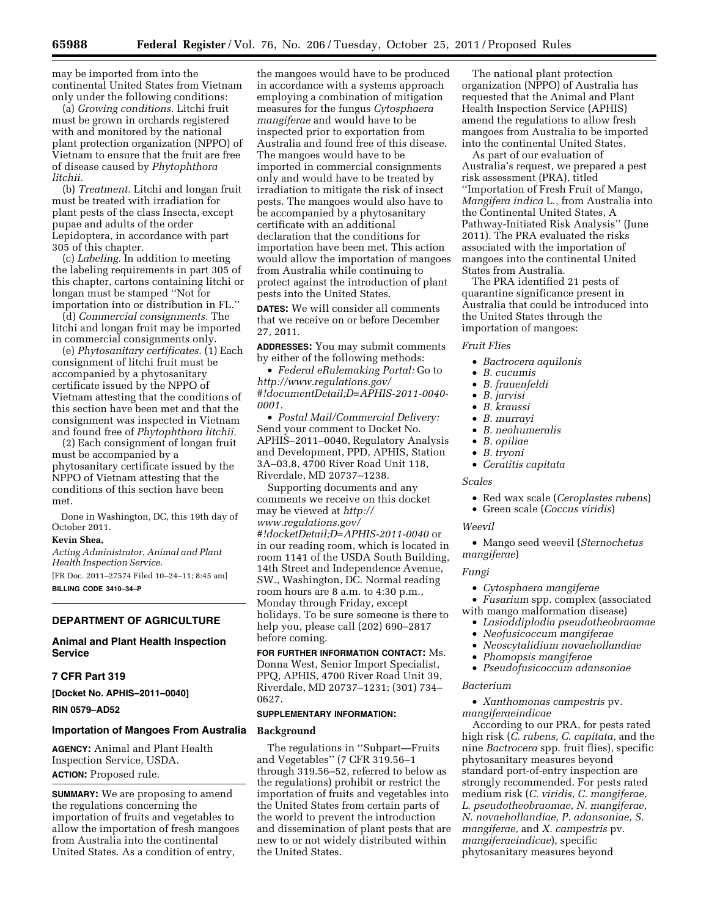may be imported from into the continental United States from Vietnam only under the following conditions:

(a) *Growing conditions.* Litchi fruit must be grown in orchards registered with and monitored by the national plant protection organization (NPPO) of Vietnam to ensure that the fruit are free of disease caused by *Phytophthora litchii.*

(b) *Treatment.* Litchi and longan fruit must be treated with irradiation for plant pests of the class Insecta, except pupae and adults of the order Lepidoptera, in accordance with part 305 of this chapter.

(c) *Labeling.* In addition to meeting the labeling requirements in part 305 of this chapter, cartons containing litchi or longan must be stamped ''Not for importation into or distribution in FL.''

(d) *Commercial consignments.* The litchi and longan fruit may be imported in commercial consignments only.

(e) *Phytosanitary certificates.* (1) Each consignment of litchi fruit must be accompanied by a phytosanitary certificate issued by the NPPO of Vietnam attesting that the conditions of this section have been met and that the consignment was inspected in Vietnam and found free of *Phytophthora litchii.*

(2) Each consignment of longan fruit must be accompanied by a phytosanitary certificate issued by the NPPO of Vietnam attesting that the conditions of this section have been met.

Done in Washington, DC, this 19th day of October 2011.

**Kevin Shea,**

*Acting Administrator, Animal and Plant Health Inspection Service.*

[FR Doc. 2011–27574 Filed 10–24–11; 8:45 am]

**BILLING CODE 3410–34–P**

---

## DEPARTMENT OF AGRICULTURE

### Animal and Plant Health Inspection Service

### 7 CFR Part 319

**[Docket No. APHIS–2011–0040]**

**RIN 0579–AD52**

### Importation of Mangoes From Australia

**AGENCY:** Animal and Plant Health Inspection Service, USDA.

**ACTION:** Proposed rule.

**SUMMARY:** We are proposing to amend the regulations concerning the importation of fruits and vegetables to allow the importation of fresh mangoes from Australia into the continental United States. As a condition of entry, the mangoes would have to be produced in accordance with a systems approach employing a combination of mitigation measures for the fungus *Cytosphaera mangiferae* and would have to be inspected prior to exportation from Australia and found free of this disease. The mangoes would have to be imported in commercial consignments only and would have to be treated by irradiation to mitigate the risk of insect pests. The mangoes would also have to be accompanied by a phytosanitary certificate with an additional declaration that the conditions for importation have been met. This action would allow the importation of mangoes from Australia while continuing to protect against the introduction of plant pests into the United States.

**DATES:** We will consider all comments that we receive on or before December 27, 2011.

**ADDRESSES:** You may submit comments by either of the following methods:

- *Federal eRulemaking Portal:* Go to *http://www.regulations.gov/#!documentDetail;D=APHIS-2011-0040-0001.*
- *Postal Mail/Commercial Delivery:* Send your comment to Docket No. APHIS–2011–0040, Regulatory Analysis and Development, PPD, APHIS, Station 3A–03.8, 4700 River Road Unit 118, Riverdale, MD 20737–1238.

Supporting documents and any comments we receive on this docket may be viewed at *http://www.regulations.gov/#!docketDetail;D=APHIS-2011-0040* or in our reading room, which is located in room 1141 of the USDA South Building, 14th Street and Independence Avenue, SW., Washington, DC. Normal reading room hours are 8 a.m. to 4:30 p.m., Monday through Friday, except holidays. To be sure someone is there to help you, please call (202) 690–2817 before coming.

**FOR FURTHER INFORMATION CONTACT:** Ms. Donna West, Senior Import Specialist, PPQ, APHIS, 4700 River Road Unit 39, Riverdale, MD 20737–1231; (301) 734–0627.

**SUPPLEMENTARY INFORMATION:**

### Background

The regulations in ''Subpart—Fruits and Vegetables'' (7 CFR 319.56–1 through 319.56–52, referred to below as the regulations) prohibit or restrict the importation of fruits and vegetables into the United States from certain parts of the world to prevent the introduction and dissemination of plant pests that are new to or not widely distributed within the United States.

The national plant protection organization (NPPO) of Australia has requested that the Animal and Plant Health Inspection Service (APHIS) amend the regulations to allow fresh mangoes from Australia to be imported into the continental United States.

As part of our evaluation of Australia's request, we prepared a pest risk assessment (PRA), titled ''Importation of Fresh Fruit of Mango, *Mangifera indica* L., from Australia into the Continental United States, A Pathway-Initiated Risk Analysis'' (June 2011). The PRA evaluated the risks associated with the importation of mangoes into the continental United States from Australia.

The PRA identified 21 pests of quarantine significance present in Australia that could be introduced into the United States through the importation of mangoes:

*Fruit Flies*

- *Bactrocera aquilonis*
- *B. cucumis*
- *B. frauenfeldi*
- *B. jarvisi*
- *B. kraussi*
- *B. murrayi*
- *B. neohumeralis*
- *B. opiliae*
- *B. tryoni*
- *Ceratitis capitata*

*Scales*

- Red wax scale (*Ceroplastes rubens*)
- Green scale (*Coccus viridis*)

*Weevil*

- Mango seed weevil (*Sternochetus mangiferae*)

*Fungi*

- *Cytosphaera mangiferae*
- *Fusarium* spp. complex (associated with mango malformation disease)
- *Lasioddiplodia pseudotheobraomae*
- *Neofusicoccum mangiferae*
- *Neoscytalidium novaehollandiae*
- *Phomopsis mangiferae*
- *Pseudofusicoccum adansoniae*

*Bacterium*

- *Xanthomonas campestris* pv. *mangiferaeindicae*

According to our PRA, for pests rated high risk (*C. rubens, C. capitata,* and the nine *Bactrocera* spp. fruit flies), specific phytosanitary measures beyond standard port-of-entry inspection are strongly recommended. For pests rated medium risk (*C. viridis, C. mangiferae, L. pseudotheobraomae, N. mangiferae, N. novaehollandiae, P. adansoniae, S. mangiferae,* and *X. campestris* pv. *mangiferaeindicae*), specific phytosanitary measures beyond